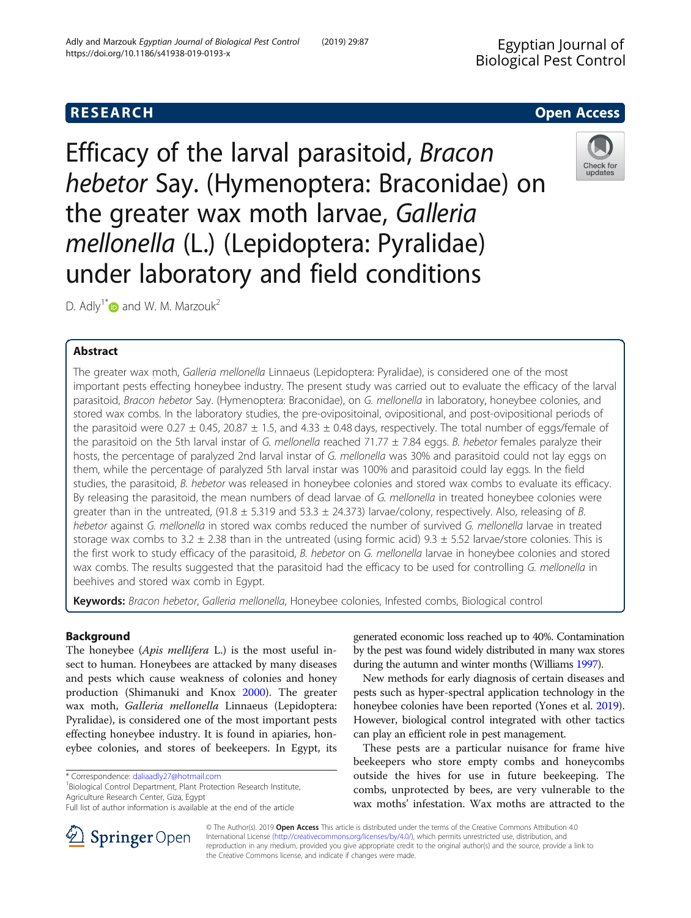RESEARCH Open Access

# Efficacy of the larval parasitoid, *Bracon hebetor* Say. (Hymenoptera: Braconidae) on the greater wax moth larvae, *Galleria mellonella* (L.) (Lepidoptera: Pyralidae) under laboratory and field conditions

D. Adly[1*] and W. M. Marzouk[2]

## Abstract

The greater wax moth, *Galleria mellonella* Linnaeus (Lepidoptera: Pyralidae), is considered one of the most important pests effecting honeybee industry. The present study was carried out to evaluate the efficacy of the larval parasitoid, *Bracon hebetor* Say. (Hymenoptera: Braconidae), on *G. mellonella* in laboratory, honeybee colonies, and stored wax combs. In the laboratory studies, the pre-ovipositoinal, ovipositional, and post-ovipositional periods of the parasitoid were 0.27 ± 0.45, 20.87 ± 1.5, and 4.33 ± 0.48 days, respectively. The total number of eggs/female of the parasitoid on the 5th larval instar of *G. mellonella* reached 71.77 ± 7.84 eggs. *B. hebetor* females paralyze their hosts, the percentage of paralyzed 2nd larval instar of *G. mellonella* was 30% and parasitoid could not lay eggs on them, while the percentage of paralyzed 5th larval instar was 100% and parasitoid could lay eggs. In the field studies, the parasitoid, *B. hebetor* was released in honeybee colonies and stored wax combs to evaluate its efficacy. By releasing the parasitoid, the mean numbers of dead larvae of *G. mellonella* in treated honeybee colonies were greater than in the untreated, (91.8 ± 5.319 and 53.3 ± 24.373) larvae/colony, respectively. Also, releasing of *B. hebetor* against *G. mellonella* in stored wax combs reduced the number of survived *G. mellonella* larvae in treated storage wax combs to 3.2 ± 2.38 than in the untreated (using formic acid) 9.3 ± 5.52 larvae/store colonies. This is the first work to study efficacy of the parasitoid, *B. hebetor* on *G. mellonella* larvae in honeybee colonies and stored wax combs. The results suggested that the parasitoid had the efficacy to be used for controlling *G. mellonella* in beehives and stored wax comb in Egypt.

**Keywords:** *Bracon hebetor*, *Galleria mellonella*, Honeybee colonies, Infested combs, Biological control

## Background

The honeybee (*Apis mellifera* L.) is the most useful insect to human. Honeybees are attacked by many diseases and pests which cause weakness of colonies and honey production (Shimanuki and Knox 2000). The greater wax moth, *Galleria mellonella* Linnaeus (Lepidoptera: Pyralidae), is considered one of the most important pests effecting honeybee industry. It is found in apiaries, honeybee colonies, and stores of beekeepers. In Egypt, its generated economic loss reached up to 40%. Contamination by the pest was found widely distributed in many wax stores during the autumn and winter months (Williams 1997).

New methods for early diagnosis of certain diseases and pests such as hyper-spectral application technology in the honeybee colonies have been reported (Yones et al. 2019). However, biological control integrated with other tactics can play an efficient role in pest management.

These pests are a particular nuisance for frame hive beekeepers who store empty combs and honeycombs outside the hives for use in future beekeeping. The combs, unprotected by bees, are very vulnerable to the wax moths' infestation. Wax moths are attracted to the

\* Correspondence: daliaadly27@hotmail.com
[1]Biological Control Department, Plant Protection Research Institute, Agriculture Research Center, Giza, Egypt
Full list of author information is available at the end of the article

© The Author(s). 2019 **Open Access** This article is distributed under the terms of the Creative Commons Attribution 4.0 International License (http://creativecommons.org/licenses/by/4.0/), which permits unrestricted use, distribution, and reproduction in any medium, provided you give appropriate credit to the original author(s) and the source, provide a link to the Creative Commons license, and indicate if changes were made.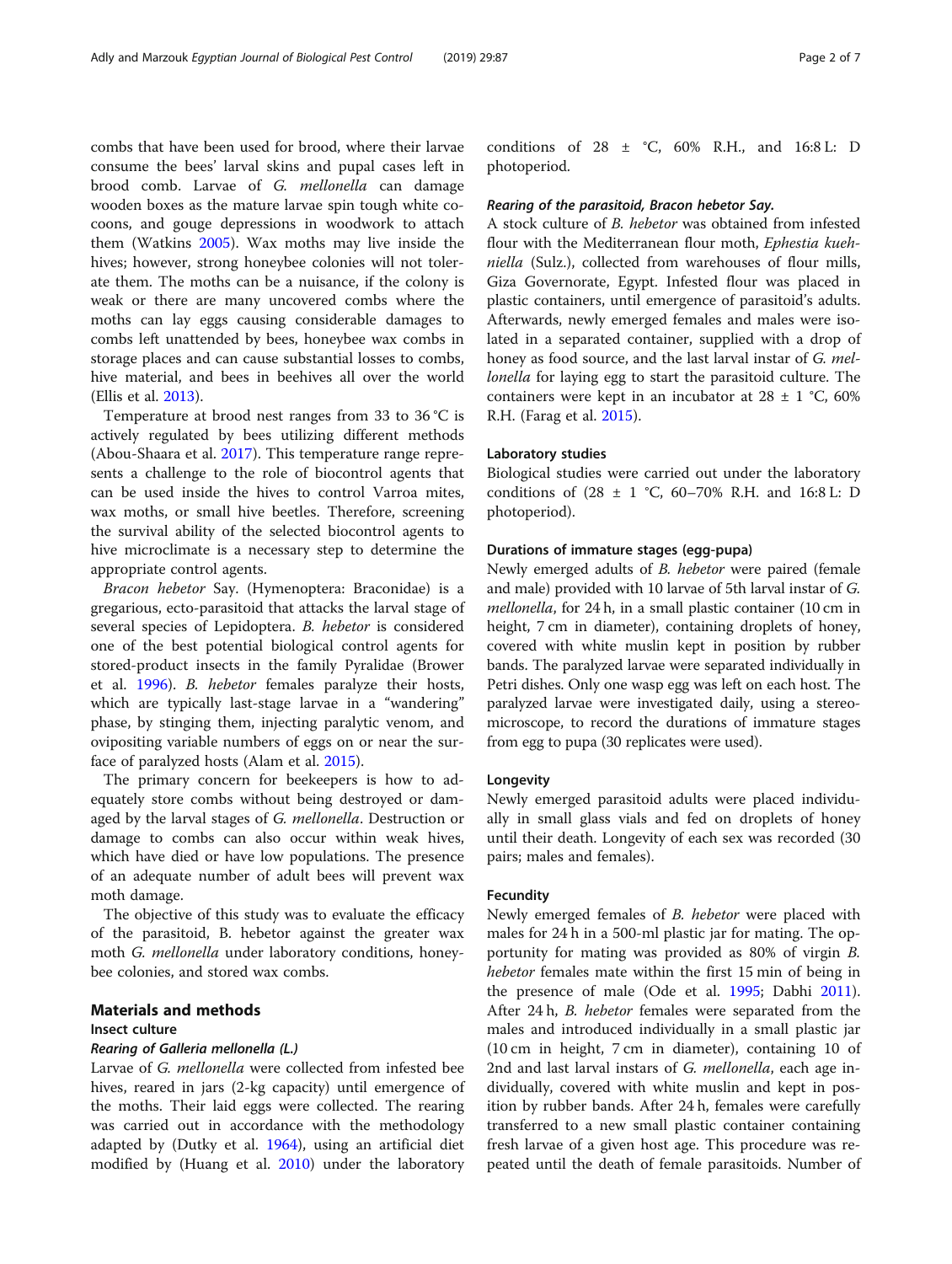combs that have been used for brood, where their larvae consume the bees' larval skins and pupal cases left in brood comb. Larvae of *G. mellonella* can damage wooden boxes as the mature larvae spin tough white cocoons, and gouge depressions in woodwork to attach them (Watkins 2005). Wax moths may live inside the hives; however, strong honeybee colonies will not tolerate them. The moths can be a nuisance, if the colony is weak or there are many uncovered combs where the moths can lay eggs causing considerable damages to combs left unattended by bees, honeybee wax combs in storage places and can cause substantial losses to combs, hive material, and bees in beehives all over the world (Ellis et al. 2013).

Temperature at brood nest ranges from 33 to 36 °C is actively regulated by bees utilizing different methods (Abou-Shaara et al. 2017). This temperature range represents a challenge to the role of biocontrol agents that can be used inside the hives to control Varroa mites, wax moths, or small hive beetles. Therefore, screening the survival ability of the selected biocontrol agents to hive microclimate is a necessary step to determine the appropriate control agents.

*Bracon hebetor* Say. (Hymenoptera: Braconidae) is a gregarious, ecto-parasitoid that attacks the larval stage of several species of Lepidoptera. *B. hebetor* is considered one of the best potential biological control agents for stored-product insects in the family Pyralidae (Brower et al. 1996). *B. hebetor* females paralyze their hosts, which are typically last-stage larvae in a "wandering" phase, by stinging them, injecting paralytic venom, and ovipositing variable numbers of eggs on or near the surface of paralyzed hosts (Alam et al. 2015).

The primary concern for beekeepers is how to adequately store combs without being destroyed or damaged by the larval stages of *G. mellonella*. Destruction or damage to combs can also occur within weak hives, which have died or have low populations. The presence of an adequate number of adult bees will prevent wax moth damage.

The objective of this study was to evaluate the efficacy of the parasitoid, B. hebetor against the greater wax moth *G. mellonella* under laboratory conditions, honeybee colonies, and stored wax combs.

## Materials and methods

### Insect culture

#### *Rearing of Galleria mellonella (L.)*

Larvae of *G. mellonella* were collected from infested bee hives, reared in jars (2-kg capacity) until emergence of the moths. Their laid eggs were collected. The rearing was carried out in accordance with the methodology adapted by (Dutky et al. 1964), using an artificial diet modified by (Huang et al. 2010) under the laboratory conditions of 28 ± °C, 60% R.H., and 16:8 L: D photoperiod.

#### *Rearing of the parasitoid, Bracon hebetor Say.*

A stock culture of *B. hebetor* was obtained from infested flour with the Mediterranean flour moth, *Ephestia kuehniella* (Sulz.), collected from warehouses of flour mills, Giza Governorate, Egypt. Infested flour was placed in plastic containers, until emergence of parasitoid's adults. Afterwards, newly emerged females and males were isolated in a separated container, supplied with a drop of honey as food source, and the last larval instar of *G. mellonella* for laying egg to start the parasitoid culture. The containers were kept in an incubator at 28 ± 1 °C, 60% R.H. (Farag et al. 2015).

### Laboratory studies

Biological studies were carried out under the laboratory conditions of (28 ± 1 °C, 60–70% R.H. and 16:8 L: D photoperiod).

### Durations of immature stages (egg-pupa)

Newly emerged adults of *B. hebetor* were paired (female and male) provided with 10 larvae of 5th larval instar of *G. mellonella*, for 24 h, in a small plastic container (10 cm in height, 7 cm in diameter), containing droplets of honey, covered with white muslin kept in position by rubber bands. The paralyzed larvae were separated individually in Petri dishes. Only one wasp egg was left on each host. The paralyzed larvae were investigated daily, using a stereomicroscope, to record the durations of immature stages from egg to pupa (30 replicates were used).

### Longevity

Newly emerged parasitoid adults were placed individually in small glass vials and fed on droplets of honey until their death. Longevity of each sex was recorded (30 pairs; males and females).

### Fecundity

Newly emerged females of *B. hebetor* were placed with males for 24 h in a 500-ml plastic jar for mating. The opportunity for mating was provided as 80% of virgin *B. hebetor* females mate within the first 15 min of being in the presence of male (Ode et al. 1995; Dabhi 2011). After 24 h, *B. hebetor* females were separated from the males and introduced individually in a small plastic jar (10 cm in height, 7 cm in diameter), containing 10 of 2nd and last larval instars of *G. mellonella*, each age individually, covered with white muslin and kept in position by rubber bands. After 24 h, females were carefully transferred to a new small plastic container containing fresh larvae of a given host age. This procedure was repeated until the death of female parasitoids. Number of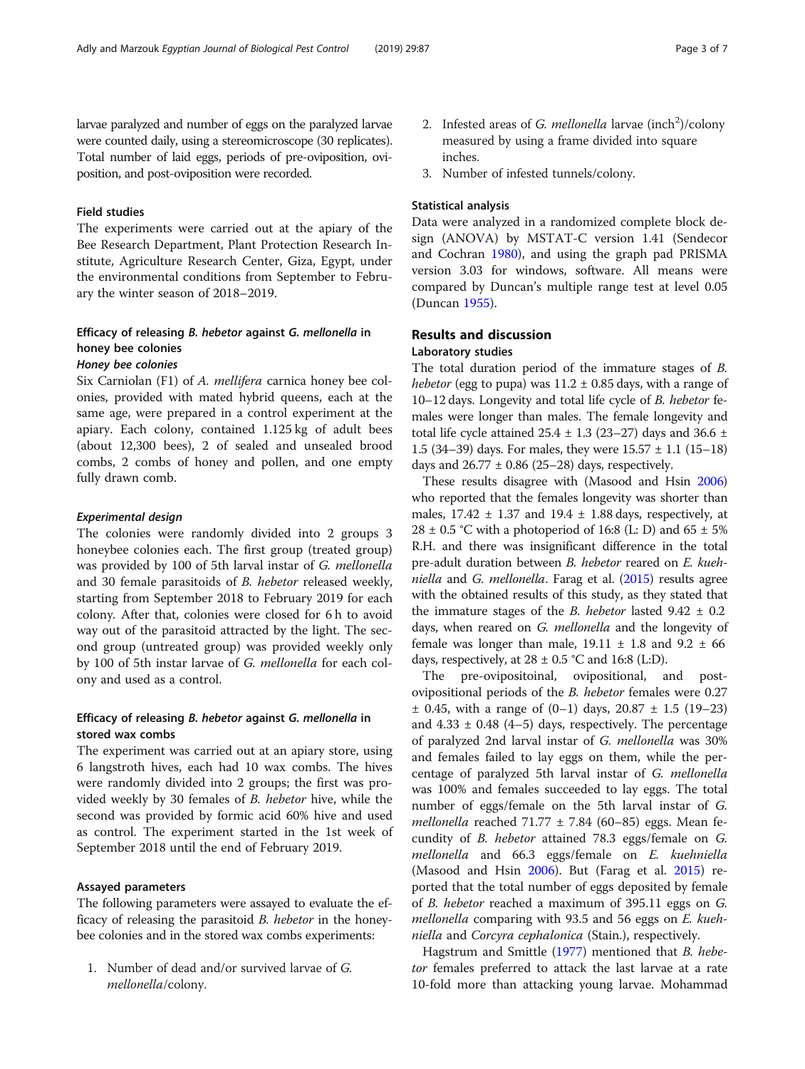larvae paralyzed and number of eggs on the paralyzed larvae were counted daily, using a stereomicroscope (30 replicates). Total number of laid eggs, periods of pre-oviposition, oviposition, and post-oviposition were recorded.

### Field studies

The experiments were carried out at the apiary of the Bee Research Department, Plant Protection Research Institute, Agriculture Research Center, Giza, Egypt, under the environmental conditions from September to February the winter season of 2018–2019.

### Efficacy of releasing *B. hebetor* against *G. mellonella* in honey bee colonies

#### *Honey bee colonies*

Six Carniolan (F1) of *A. mellifera* carnica honey bee colonies, provided with mated hybrid queens, each at the same age, were prepared in a control experiment at the apiary. Each colony, contained 1.125 kg of adult bees (about 12,300 bees), 2 of sealed and unsealed brood combs, 2 combs of honey and pollen, and one empty fully drawn comb.

#### *Experimental design*

The colonies were randomly divided into 2 groups 3 honeybee colonies each. The first group (treated group) was provided by 100 of 5th larval instar of *G. mellonella* and 30 female parasitoids of *B. hebetor* released weekly, starting from September 2018 to February 2019 for each colony. After that, colonies were closed for 6 h to avoid way out of the parasitoid attracted by the light. The second group (untreated group) was provided weekly only by 100 of 5th instar larvae of *G. mellonella* for each colony and used as a control.

### Efficacy of releasing *B. hebetor* against *G. mellonella* in stored wax combs

The experiment was carried out at an apiary store, using 6 langstroth hives, each had 10 wax combs. The hives were randomly divided into 2 groups; the first was provided weekly by 30 females of *B. hebetor* hive, while the second was provided by formic acid 60% hive and used as control. The experiment started in the 1st week of September 2018 until the end of February 2019.

### Assayed parameters

The following parameters were assayed to evaluate the efficacy of releasing the parasitoid *B. hebetor* in the honeybee colonies and in the stored wax combs experiments:

1. Number of dead and/or survived larvae of *G. mellonella*/colony.
2. Infested areas of *G. mellonella* larvae (inch$^2$)/colony measured by using a frame divided into square inches.
3. Number of infested tunnels/colony.

### Statistical analysis

Data were analyzed in a randomized complete block design (ANOVA) by MSTAT-C version 1.41 (Sendecor and Cochran 1980), and using the graph pad PRISMA version 3.03 for windows, software. All means were compared by Duncan's multiple range test at level 0.05 (Duncan 1955).

## Results and discussion

### Laboratory studies

The total duration period of the immature stages of *B. hebetor* (egg to pupa) was 11.2 ± 0.85 days, with a range of 10–12 days. Longevity and total life cycle of *B. hebetor* females were longer than males. The female longevity and total life cycle attained 25.4 ± 1.3 (23–27) days and 36.6 ± 1.5 (34–39) days. For males, they were 15.57 ± 1.1 (15–18) days and 26.77 ± 0.86 (25–28) days, respectively.

These results disagree with (Masood and Hsin 2006) who reported that the females longevity was shorter than males, 17.42 ± 1.37 and 19.4 ± 1.88 days, respectively, at 28 ± 0.5 °C with a photoperiod of 16:8 (L: D) and 65 ± 5% R.H. and there was insignificant difference in the total pre-adult duration between *B. hebetor* reared on *E. kuehniella* and *G. mellonella*. Farag et al. (2015) results agree with the obtained results of this study, as they stated that the immature stages of the *B. hebetor* lasted 9.42 ± 0.2 days, when reared on *G. mellonella* and the longevity of female was longer than male, 19.11 ± 1.8 and 9.2 ± 66 days, respectively, at 28 ± 0.5 °C and 16:8 (L:D).

The pre-ovipositoinal, ovipositional, and post-ovipositional periods of the *B. hebetor* females were 0.27 ± 0.45, with a range of (0–1) days, 20.87 ± 1.5 (19–23) and 4.33 ± 0.48 (4–5) days, respectively. The percentage of paralyzed 2nd larval instar of *G. mellonella* was 30% and females failed to lay eggs on them, while the percentage of paralyzed 5th larval instar of *G. mellonella* was 100% and females succeeded to lay eggs. The total number of eggs/female on the 5th larval instar of *G. mellonella* reached 71.77 ± 7.84 (60–85) eggs. Mean fecundity of *B. hebetor* attained 78.3 eggs/female on *G. mellonella* and 66.3 eggs/female on *E. kuehniella* (Masood and Hsin 2006). But (Farag et al. 2015) reported that the total number of eggs deposited by female of *B. hebetor* reached a maximum of 395.11 eggs on *G. mellonella* comparing with 93.5 and 56 eggs on *E. kuehniella* and *Corcyra cephalonica* (Stain.), respectively.

Hagstrum and Smittle (1977) mentioned that *B. hebetor* females preferred to attack the last larvae at a rate 10-fold more than attacking young larvae. Mohammad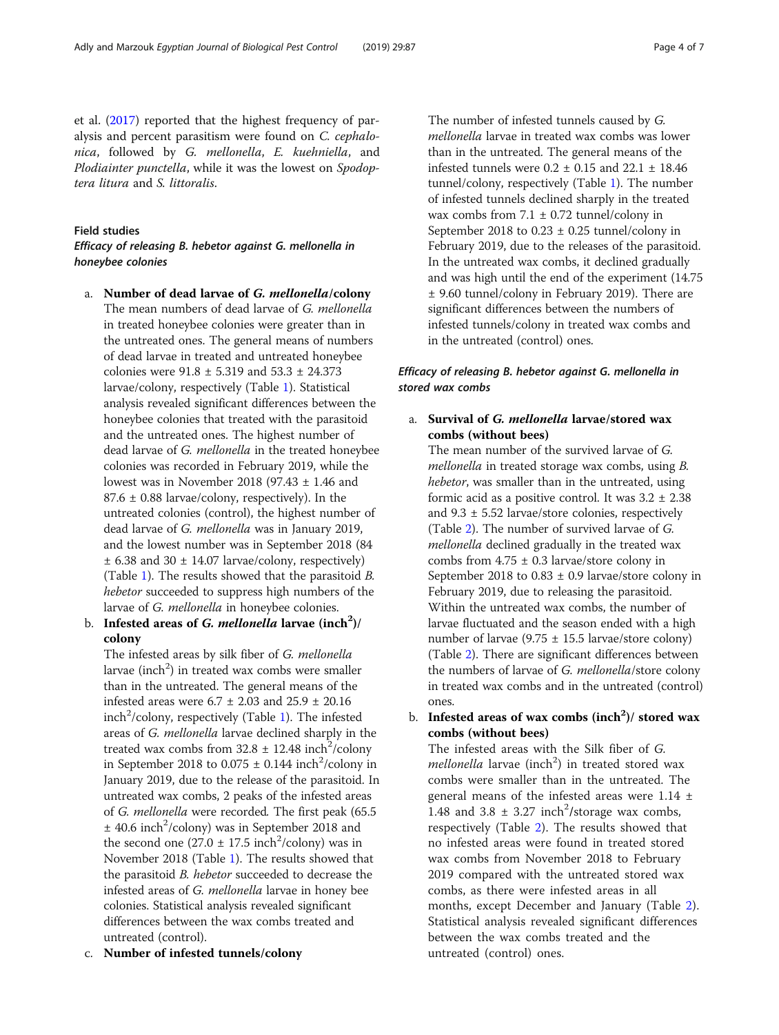et al. (2017) reported that the highest frequency of paralysis and percent parasitism were found on *C. cephalonica*, followed by *G. mellonella*, *E. kuehniella*, and *Plodiainter punctella*, while it was the lowest on *Spodoptera litura* and *S. littoralis*.

## Field studies

### *Efficacy of releasing B. hebetor against G. mellonella in honeybee colonies*

a. **Number of dead larvae of *G. mellonella*/colony**
   The mean numbers of dead larvae of *G. mellonella* in treated honeybee colonies were greater than in the untreated ones. The general means of numbers of dead larvae in treated and untreated honeybee colonies were 91.8 ± 5.319 and 53.3 ± 24.373 larvae/colony, respectively (Table 1). Statistical analysis revealed significant differences between the honeybee colonies that treated with the parasitoid and the untreated ones. The highest number of dead larvae of *G. mellonella* in the treated honeybee colonies was recorded in February 2019, while the lowest was in November 2018 (97.43 ± 1.46 and 87.6 ± 0.88 larvae/colony, respectively). In the untreated colonies (control), the highest number of dead larvae of *G. mellonella* was in January 2019, and the lowest number was in September 2018 (84 ± 6.38 and 30 ± 14.07 larvae/colony, respectively) (Table 1). The results showed that the parasitoid *B. hebetor* succeeded to suppress high numbers of the larvae of *G. mellonella* in honeybee colonies.

b. **Infested areas of *G. mellonella* larvae (inch$^2$)/colony**
   The infested areas by silk fiber of *G. mellonella* larvae (inch$^2$) in treated wax combs were smaller than in the untreated. The general means of the infested areas were 6.7 ± 2.03 and 25.9 ± 20.16 inch$^2$/colony, respectively (Table 1). The infested areas of *G. mellonella* larvae declined sharply in the treated wax combs from 32.8 ± 12.48 inch$^2$/colony in September 2018 to 0.075 ± 0.144 inch$^2$/colony in January 2019, due to the release of the parasitoid. In untreated wax combs, 2 peaks of the infested areas of *G. mellonella* were recorded. The first peak (65.5 ± 40.6 inch$^2$/colony) was in September 2018 and the second one (27.0 ± 17.5 inch$^2$/colony) was in November 2018 (Table 1). The results showed that the parasitoid *B. hebetor* succeeded to decrease the infested areas of *G. mellonella* larvae in honey bee colonies. Statistical analysis revealed significant differences between the wax combs treated and untreated (control).

c. **Number of infested tunnels/colony**
   The number of infested tunnels caused by *G. mellonella* larvae in treated wax combs was lower than in the untreated. The general means of the infested tunnels were 0.2 ± 0.15 and 22.1 ± 18.46 tunnel/colony, respectively (Table 1). The number of infested tunnels declined sharply in the treated wax combs from 7.1 ± 0.72 tunnel/colony in September 2018 to 0.23 ± 0.25 tunnel/colony in February 2019, due to the releases of the parasitoid. In the untreated wax combs, it declined gradually and was high until the end of the experiment (14.75 ± 9.60 tunnel/colony in February 2019). There are significant differences between the numbers of infested tunnels/colony in treated wax combs and in the untreated (control) ones.

### *Efficacy of releasing B. hebetor against G. mellonella in stored wax combs*

a. **Survival of *G. mellonella* larvae/stored wax combs (without bees)**
   The mean number of the survived larvae of *G. mellonella* in treated storage wax combs, using *B. hebetor*, was smaller than in the untreated, using formic acid as a positive control. It was 3.2 ± 2.38 and 9.3 ± 5.52 larvae/store colonies, respectively (Table 2). The number of survived larvae of *G. mellonella* declined gradually in the treated wax combs from 4.75 ± 0.3 larvae/store colony in September 2018 to 0.83 ± 0.9 larvae/store colony in February 2019, due to releasing the parasitoid. Within the untreated wax combs, the number of larvae fluctuated and the season ended with a high number of larvae (9.75 ± 15.5 larvae/store colony) (Table 2). There are significant differences between the numbers of larvae of *G. mellonella*/store colony in treated wax combs and in the untreated (control) ones.

b. **Infested areas of wax combs (inch$^2$)/ stored wax combs (without bees)**
   The infested areas with the Silk fiber of *G. mellonella* larvae (inch$^2$) in treated stored wax combs were smaller than in the untreated. The general means of the infested areas were 1.14 ± 1.48 and 3.8 ± 3.27 inch$^2$/storage wax combs, respectively (Table 2). The results showed that no infested areas were found in treated stored wax combs from November 2018 to February 2019 compared with the untreated stored wax combs, as there were infested areas in all months, except December and January (Table 2). Statistical analysis revealed significant differences between the wax combs treated and the untreated (control) ones.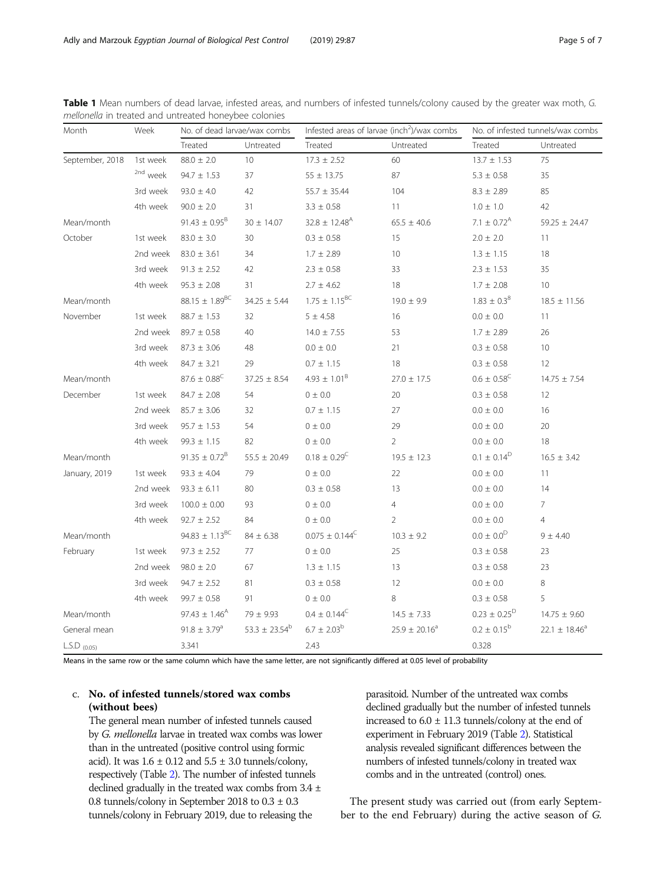**Table 1** Mean numbers of dead larvae, infested areas, and numbers of infested tunnels/colony caused by the greater wax moth, *G. mellonella* in treated and untreated honeybee colonies

| Month | Week | No. of dead larvae/wax combs | | Infested areas of larvae (inch$^2$)/wax combs | | No. of infested tunnels/wax combs | |
|---|---|---|---|---|---|---|---|
| | | Treated | Untreated | Treated | Untreated | Treated | Untreated |
| September, 2018 | 1st week | 88.0 ± 2.0 | 10 | 17.3 ± 2.52 | 60 | 13.7 ± 1.53 | 75 |
| | 2nd week | 94.7 ± 1.53 | 37 | 55 ± 13.75 | 87 | 5.3 ± 0.58 | 35 |
| | 3rd week | 93.0 ± 4.0 | 42 | 55.7 ± 35.44 | 104 | 8.3 ± 2.89 | 85 |
| | 4th week | 90.0 ± 2.0 | 31 | 3.3 ± 0.58 | 11 | 1.0 ± 1.0 | 42 |
| Mean/month | | 91.43 ± 0.95$^B$ | 30 ± 14.07 | 32.8 ± 12.48$^A$ | 65.5 ± 40.6 | 7.1 ± 0.72$^A$ | 59.25 ± 24.47 |
| October | 1st week | 83.0 ± 3.0 | 30 | 0.3 ± 0.58 | 15 | 2.0 ± 2.0 | 11 |
| | 2nd week | 83.0 ± 3.61 | 34 | 1.7 ± 2.89 | 10 | 1.3 ± 1.15 | 18 |
| | 3rd week | 91.3 ± 2.52 | 42 | 2.3 ± 0.58 | 33 | 2.3 ± 1.53 | 35 |
| | 4th week | 95.3 ± 2.08 | 31 | 2.7 ± 4.62 | 18 | 1.7 ± 2.08 | 10 |
| Mean/month | | 88.15 ± 1.89$^{BC}$ | 34.25 ± 5.44 | 1.75 ± 1.15$^{BC}$ | 19.0 ± 9.9 | 1.83 ± 0.3$^B$ | 18.5 ± 11.56 |
| November | 1st week | 88.7 ± 1.53 | 32 | 5 ± 4.58 | 16 | 0.0 ± 0.0 | 11 |
| | 2nd week | 89.7 ± 0.58 | 40 | 14.0 ± 7.55 | 53 | 1.7 ± 2.89 | 26 |
| | 3rd week | 87.3 ± 3.06 | 48 | 0.0 ± 0.0 | 21 | 0.3 ± 0.58 | 10 |
| | 4th week | 84.7 ± 3.21 | 29 | 0.7 ± 1.15 | 18 | 0.3 ± 0.58 | 12 |
| Mean/month | | 87.6 ± 0.88$^C$ | 37.25 ± 8.54 | 4.93 ± 1.01$^B$ | 27.0 ± 17.5 | 0.6 ± 0.58$^C$ | 14.75 ± 7.54 |
| December | 1st week | 84.7 ± 2.08 | 54 | 0 ± 0.0 | 20 | 0.3 ± 0.58 | 12 |
| | 2nd week | 85.7 ± 3.06 | 32 | 0.7 ± 1.15 | 27 | 0.0 ± 0.0 | 16 |
| | 3rd week | 95.7 ± 1.53 | 54 | 0 ± 0.0 | 29 | 0.0 ± 0.0 | 20 |
| | 4th week | 99.3 ± 1.15 | 82 | 0 ± 0.0 | 2 | 0.0 ± 0.0 | 18 |
| Mean/month | | 91.35 ± 0.72$^B$ | 55.5 ± 20.49 | 0.18 ± 0.29$^C$ | 19.5 ± 12.3 | 0.1 ± 0.14$^D$ | 16.5 ± 3.42 |
| January, 2019 | 1st week | 93.3 ± 4.04 | 79 | 0 ± 0.0 | 22 | 0.0 ± 0.0 | 11 |
| | 2nd week | 93.3 ± 6.11 | 80 | 0.3 ± 0.58 | 13 | 0.0 ± 0.0 | 14 |
| | 3rd week | 100.0 ± 0.00 | 93 | 0 ± 0.0 | 4 | 0.0 ± 0.0 | 7 |
| | 4th week | 92.7 ± 2.52 | 84 | 0 ± 0.0 | 2 | 0.0 ± 0.0 | 4 |
| Mean/month | | 94.83 ± 1.13$^{BC}$ | 84 ± 6.38 | 0.075 ± 0.144$^C$ | 10.3 ± 9.2 | 0.0 ± 0.0$^D$ | 9 ± 4.40 |
| February | 1st week | 97.3 ± 2.52 | 77 | 0 ± 0.0 | 25 | 0.3 ± 0.58 | 23 |
| | 2nd week | 98.0 ± 2.0 | 67 | 1.3 ± 1.15 | 13 | 0.3 ± 0.58 | 23 |
| | 3rd week | 94.7 ± 2.52 | 81 | 0.3 ± 0.58 | 12 | 0.0 ± 0.0 | 8 |
| | 4th week | 99.7 ± 0.58 | 91 | 0 ± 0.0 | 8 | 0.3 ± 0.58 | 5 |
| Mean/month | | 97.43 ± 1.46$^A$ | 79 ± 9.93 | 0.4 ± 0.144$^C$ | 14.5 ± 7.33 | 0.23 ± 0.25$^D$ | 14.75 ± 9.60 |
| General mean | | 91.8 ± 3.79$^a$ | 53.3 ± 23.54$^b$ | 6.7 ± 2.03$^b$ | 25.9 ± 20.16$^a$ | 0.2 ± 0.15$^b$ | 22.1 ± 18.46$^a$ |
| L.S.D $_{(0.05)}$ | | 3.341 | | 2.43 | | 0.328 | |

Means in the same row or the same column which have the same letter, are not significantly differed at 0.05 level of probability

c. **No. of infested tunnels/stored wax combs (without bees)**

The general mean number of infested tunnels caused by *G. mellonella* larvae in treated wax combs was lower than in the untreated (positive control using formic acid). It was 1.6 ± 0.12 and 5.5 ± 3.0 tunnels/colony, respectively (Table 2). The number of infested tunnels declined gradually in the treated wax combs from 3.4 ± 0.8 tunnels/colony in September 2018 to 0.3 ± 0.3 tunnels/colony in February 2019, due to releasing the parasitoid. Number of the untreated wax combs declined gradually but the number of infested tunnels increased to 6.0 ± 11.3 tunnels/colony at the end of experiment in February 2019 (Table 2). Statistical analysis revealed significant differences between the numbers of infested tunnels/colony in treated wax combs and in the untreated (control) ones.

The present study was carried out (from early September to the end February) during the active season of *G.*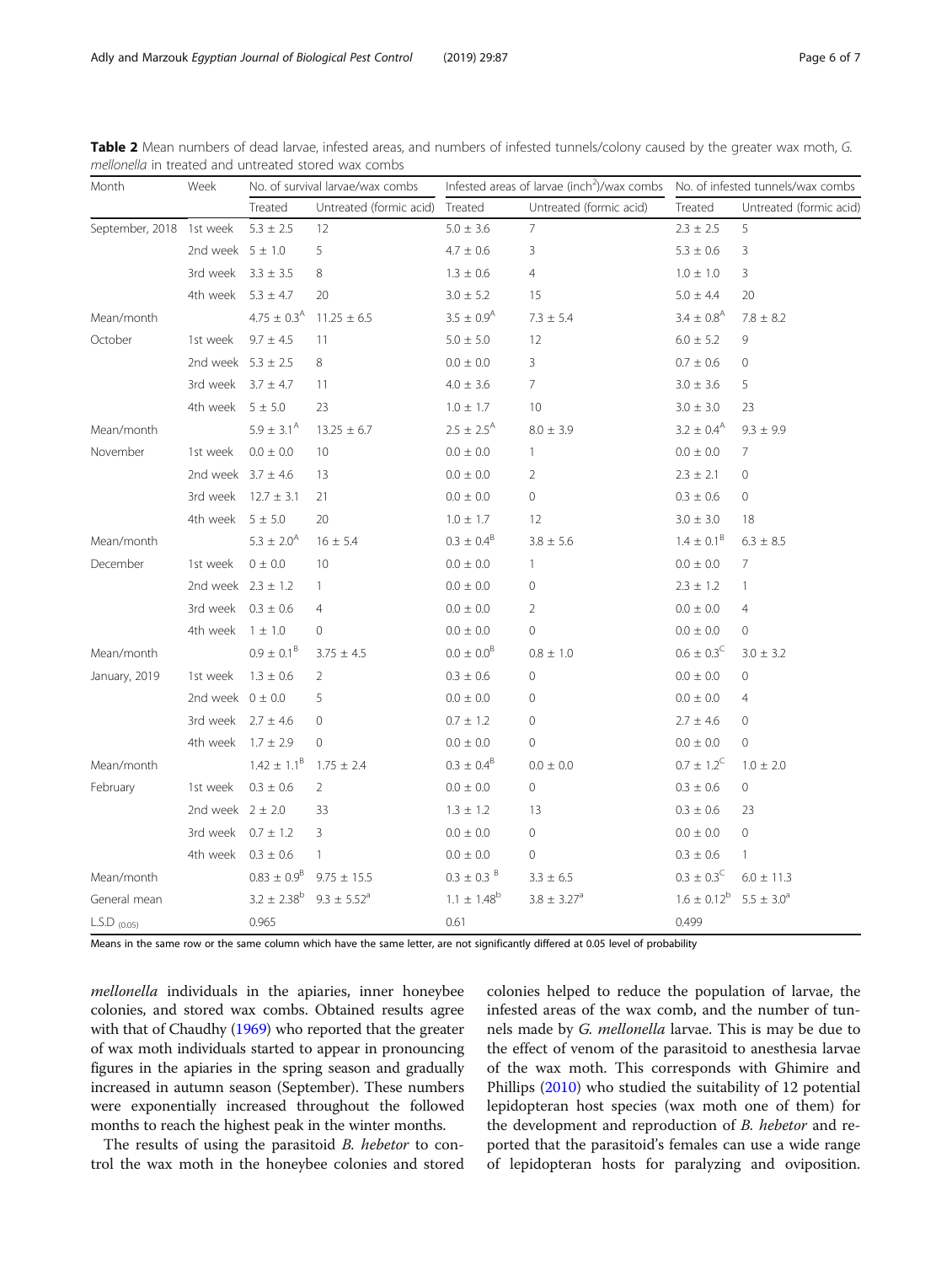**Table 2** Mean numbers of dead larvae, infested areas, and numbers of infested tunnels/colony caused by the greater wax moth, *G. mellonella* in treated and untreated stored wax combs

| Month | Week | No. of survival larvae/wax combs | | Infested areas of larvae ($inch^2$)/wax combs | | No. of infested tunnels/wax combs | |
|---|---|---|---|---|---|---|---|
| | | Treated | Untreated (formic acid) | Treated | Untreated (formic acid) | Treated | Untreated (formic acid) |
| September, 2018 | 1st week | 5.3 ± 2.5 | 12 | 5.0 ± 3.6 | 7 | 2.3 ± 2.5 | 5 |
| | 2nd week | 5 ± 1.0 | 5 | 4.7 ± 0.6 | 3 | 5.3 ± 0.6 | 3 |
| | 3rd week | 3.3 ± 3.5 | 8 | 1.3 ± 0.6 | 4 | 1.0 ± 1.0 | 3 |
| | 4th week | 5.3 ± 4.7 | 20 | 3.0 ± 5.2 | 15 | 5.0 ± 4.4 | 20 |
| Mean/month | | 4.75 ± 0.3[A] | 11.25 ± 6.5 | 3.5 ± 0.9[A] | 7.3 ± 5.4 | 3.4 ± 0.8[A] | 7.8 ± 8.2 |
| October | 1st week | 9.7 ± 4.5 | 11 | 5.0 ± 5.0 | 12 | 6.0 ± 5.2 | 9 |
| | 2nd week | 5.3 ± 2.5 | 8 | 0.0 ± 0.0 | 3 | 0.7 ± 0.6 | 0 |
| | 3rd week | 3.7 ± 4.7 | 11 | 4.0 ± 3.6 | 7 | 3.0 ± 3.6 | 5 |
| | 4th week | 5 ± 5.0 | 23 | 1.0 ± 1.7 | 10 | 3.0 ± 3.0 | 23 |
| Mean/month | | 5.9 ± 3.1[A] | 13.25 ± 6.7 | 2.5 ± 2.5[A] | 8.0 ± 3.9 | 3.2 ± 0.4[A] | 9.3 ± 9.9 |
| November | 1st week | 0.0 ± 0.0 | 10 | 0.0 ± 0.0 | 1 | 0.0 ± 0.0 | 7 |
| | 2nd week | 3.7 ± 4.6 | 13 | 0.0 ± 0.0 | 2 | 2.3 ± 2.1 | 0 |
| | 3rd week | 12.7 ± 3.1 | 21 | 0.0 ± 0.0 | 0 | 0.3 ± 0.6 | 0 |
| | 4th week | 5 ± 5.0 | 20 | 1.0 ± 1.7 | 12 | 3.0 ± 3.0 | 18 |
| Mean/month | | 5.3 ± 2.0[A] | 16 ± 5.4 | 0.3 ± 0.4[B] | 3.8 ± 5.6 | 1.4 ± 0.1[B] | 6.3 ± 8.5 |
| December | 1st week | 0 ± 0.0 | 10 | 0.0 ± 0.0 | 1 | 0.0 ± 0.0 | 7 |
| | 2nd week | 2.3 ± 1.2 | 1 | 0.0 ± 0.0 | 0 | 2.3 ± 1.2 | 1 |
| | 3rd week | 0.3 ± 0.6 | 4 | 0.0 ± 0.0 | 2 | 0.0 ± 0.0 | 4 |
| | 4th week | 1 ± 1.0 | 0 | 0.0 ± 0.0 | 0 | 0.0 ± 0.0 | 0 |
| Mean/month | | 0.9 ± 0.1[B] | 3.75 ± 4.5 | 0.0 ± 0.0[B] | 0.8 ± 1.0 | 0.6 ± 0.3[C] | 3.0 ± 3.2 |
| January, 2019 | 1st week | 1.3 ± 0.6 | 2 | 0.3 ± 0.6 | 0 | 0.0 ± 0.0 | 0 |
| | 2nd week | 0 ± 0.0 | 5 | 0.0 ± 0.0 | 0 | 0.0 ± 0.0 | 4 |
| | 3rd week | 2.7 ± 4.6 | 0 | 0.7 ± 1.2 | 0 | 2.7 ± 4.6 | 0 |
| | 4th week | 1.7 ± 2.9 | 0 | 0.0 ± 0.0 | 0 | 0.0 ± 0.0 | 0 |
| Mean/month | | 1.42 ± 1.1[B] | 1.75 ± 2.4 | 0.3 ± 0.4[B] | 0.0 ± 0.0 | 0.7 ± 1.2[C] | 1.0 ± 2.0 |
| February | 1st week | 0.3 ± 0.6 | 2 | 0.0 ± 0.0 | 0 | 0.3 ± 0.6 | 0 |
| | 2nd week | 2 ± 2.0 | 33 | 1.3 ± 1.2 | 13 | 0.3 ± 0.6 | 23 |
| | 3rd week | 0.7 ± 1.2 | 3 | 0.0 ± 0.0 | 0 | 0.0 ± 0.0 | 0 |
| | 4th week | 0.3 ± 0.6 | 1 | 0.0 ± 0.0 | 0 | 0.3 ± 0.6 | 1 |
| Mean/month | | 0.83 ± 0.9[B] | 9.75 ± 15.5 | 0.3 ± 0.3[B] | 3.3 ± 6.5 | 0.3 ± 0.3[C] | 6.0 ± 11.3 |
| General mean | | 3.2 ± 2.38[b] | 9.3 ± 5.52[a] | 1.1 ± 1.48[b] | 3.8 ± 3.27[a] | 1.6 ± 0.12[b] | 5.5 ± 3.0[a] |
| L.S.D $_{(0.05)}$ | | 0.965 | | 0.61 | | 0.499 | |

Means in the same row or the same column which have the same letter, are not significantly differed at 0.05 level of probability

*mellonella* individuals in the apiaries, inner honeybee colonies, and stored wax combs. Obtained results agree with that of Chaudhy (1969) who reported that the greater of wax moth individuals started to appear in pronouncing figures in the apiaries in the spring season and gradually increased in autumn season (September). These numbers were exponentially increased throughout the followed months to reach the highest peak in the winter months.

The results of using the parasitoid *B. hebetor* to control the wax moth in the honeybee colonies and stored colonies helped to reduce the population of larvae, the infested areas of the wax comb, and the number of tunnels made by *G. mellonella* larvae. This is may be due to the effect of venom of the parasitoid to anesthesia larvae of the wax moth. This corresponds with Ghimire and Phillips (2010) who studied the suitability of 12 potential lepidopteran host species (wax moth one of them) for the development and reproduction of *B. hebetor* and reported that the parasitoid's females can use a wide range of lepidopteran hosts for paralyzing and oviposition.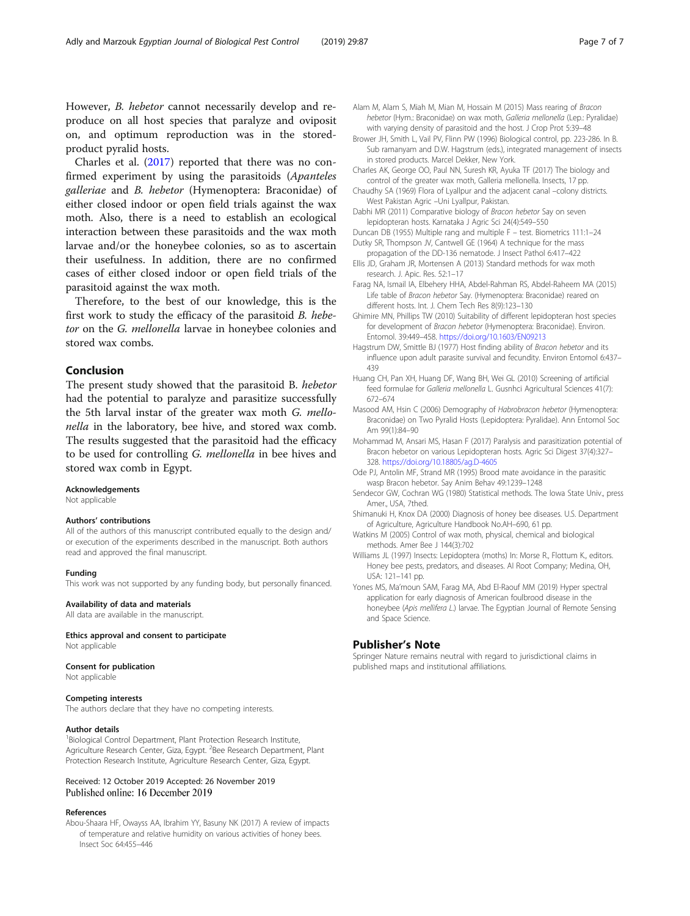However, *B. hebetor* cannot necessarily develop and reproduce on all host species that paralyze and oviposit on, and optimum reproduction was in the stored-product pyralid hosts.

Charles et al. (2017) reported that there was no confirmed experiment by using the parasitoids (*Apanteles galleriae* and *B. hebetor* (Hymenoptera: Braconidae) of either closed indoor or open field trials against the wax moth. Also, there is a need to establish an ecological interaction between these parasitoids and the wax moth larvae and/or the honeybee colonies, so as to ascertain their usefulness. In addition, there are no confirmed cases of either closed indoor or open field trials of the parasitoid against the wax moth.

Therefore, to the best of our knowledge, this is the first work to study the efficacy of the parasitoid *B. hebetor* on the *G. mellonella* larvae in honeybee colonies and stored wax combs.

## Conclusion

The present study showed that the parasitoid B. *hebetor* had the potential to paralyze and parasitize successfully the 5th larval instar of the greater wax moth *G. mellonella* in the laboratory, bee hive, and stored wax comb. The results suggested that the parasitoid had the efficacy to be used for controlling *G. mellonella* in bee hives and stored wax comb in Egypt.

#### Acknowledgements

Not applicable

#### Authors' contributions

All of the authors of this manuscript contributed equally to the design and/or execution of the experiments described in the manuscript. Both authors read and approved the final manuscript.

#### Funding

This work was not supported by any funding body, but personally financed.

#### Availability of data and materials

All data are available in the manuscript.

#### Ethics approval and consent to participate

Not applicable

#### Consent for publication

Not applicable

#### Competing interests

The authors declare that they have no competing interests.

#### Author details

[1]Biological Control Department, Plant Protection Research Institute, Agriculture Research Center, Giza, Egypt. [2]Bee Research Department, Plant Protection Research Institute, Agriculture Research Center, Giza, Egypt.

Received: 12 October 2019 Accepted: 26 November 2019
Published online: 16 December 2019

#### References

Abou-Shaara HF, Owayss AA, Ibrahim YY, Basuny NK (2017) A review of impacts of temperature and relative humidity on various activities of honey bees. Insect Soc 64:455–446

Alam M, Alam S, Miah M, Mian M, Hossain M (2015) Mass rearing of *Bracon hebetor* (Hym.: Braconidae) on wax moth, *Galleria mellonella* (Lep.: Pyralidae) with varying density of parasitoid and the host. J Crop Prot 5:39–48

Brower JH, Smith L, Vail PV, Flinn PW (1996) Biological control, pp. 223-286. In B. Sub ramanyam and D.W. Hagstrum (eds.), integrated management of insects in stored products. Marcel Dekker, New York.

Charles AK, George OO, Paul NN, Suresh KR, Ayuka TF (2017) The biology and control of the greater wax moth, Galleria mellonella. Insects, 17 pp.

Chaudhy SA (1969) Flora of Lyallpur and the adjacent canal –colony districts. West Pakistan Agric –Uni Lyallpur, Pakistan.

Dabhi MR (2011) Comparative biology of *Bracon hebetor* Say on seven lepidopteran hosts. Karnataka J Agric Sci 24(4):549–550

Duncan DB (1955) Multiple rang and multiple F – test. Biometrics 111:1–24

Dutky SR, Thompson JV, Cantwell GE (1964) A technique for the mass propagation of the DD-136 nematode. J Insect Pathol 6:417–422

Ellis JD, Graham JR, Mortensen A (2013) Standard methods for wax moth research. J. Apic. Res. 52:1–17

Farag NA, Ismail IA, Elbehery HHA, Abdel-Rahman RS, Abdel-Raheem MA (2015) Life table of *Bracon hebetor* Say. (Hymenoptera: Braconidae) reared on different hosts. Int. J. Chem Tech Res 8(9):123–130

Ghimire MN, Phillips TW (2010) Suitability of different lepidopteran host species for development of *Bracon hebetor* (Hymenoptera: Braconidae). Environ. Entomol. 39:449–458. https://doi.org/10.1603/EN09213

Hagstrum DW, Smittle BJ (1977) Host finding ability of *Bracon hebetor* and its influence upon adult parasite survival and fecundity. Environ Entomol 6:437–439

Huang CH, Pan XH, Huang DF, Wang BH, Wei GL (2010) Screening of artificial feed formulae for *Galleria mellonella* L. Gusnhci Agricultural Sciences 41(7): 672–674

Masood AM, Hsin C (2006) Demography of *Habrobracon hebetor* (Hymenoptera: Braconidae) on Two Pyralid Hosts (Lepidoptera: Pyralidae). Ann Entomol Soc Am 99(1):84–90

Mohammad M, Ansari MS, Hasan F (2017) Paralysis and parasitization potential of Bracon hebetor on various Lepidopteran hosts. Agric Sci Digest 37(4):327–328. https://doi.org/10.18805/ag.D-4605

Ode PJ, Antolin MF, Strand MR (1995) Brood mate avoidance in the parasitic wasp Bracon hebetor. Say Anim Behav 49:1239–1248

Sendecor GW, Cochran WG (1980) Statistical methods. The Iowa State Univ., press Amer., USA, 7thed.

Shimanuki H, Knox DA (2000) Diagnosis of honey bee diseases. U.S. Department of Agriculture, Agriculture Handbook No.AH–690, 61 pp.

Watkins M (2005) Control of wax moth, physical, chemical and biological methods. Amer Bee J 144(3):702

Williams JL (1997) Insects: Lepidoptera (moths) In: Morse R., Flottum K., editors. Honey bee pests, predators, and diseases. AI Root Company; Medina, OH, USA: 121–141 pp.

Yones MS, Ma'moun SAM, Farag MA, Abd El-Raouf MM (2019) Hyper spectral application for early diagnosis of American foulbrood disease in the honeybee (*Apis mellifera L.*) larvae. The Egyptian Journal of Remote Sensing and Space Science.

## Publisher's Note

Springer Nature remains neutral with regard to jurisdictional claims in published maps and institutional affiliations.